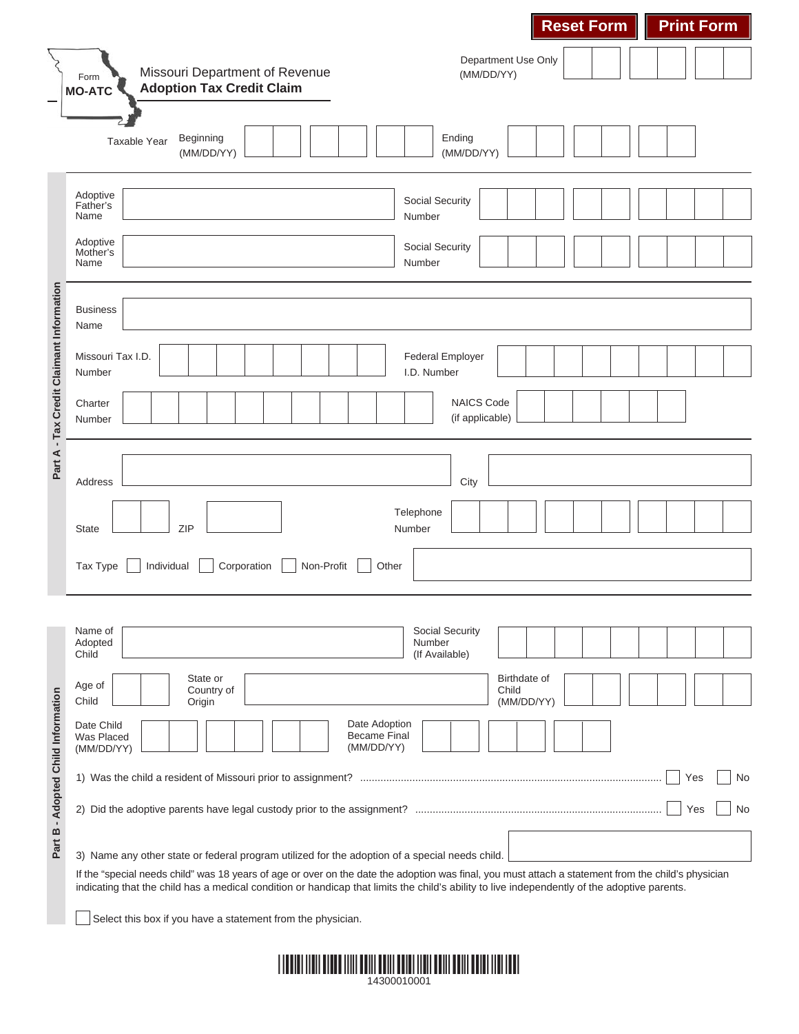Reset Form | Print Form

Form **MO-ATC**

# Missouri Department of Revenue
## Adoption Tax Credit Claim

Department Use Only (MM/DD/YY)

Taxable Year Beginning (MM/DD/YY) ________ Ending (MM/DD/YY) ________

### Part A - Tax Credit Claimant Information

Adoptive Father's Name ________ Social Security Number ________

Adoptive Mother's Name ________ Social Security Number ________

Business Name ________

Missouri Tax I.D. Number ________ Federal Employer I.D. Number ________

Charter Number ________ NAICS Code (if applicable) ________

Address ________ City ________

State ________ ZIP ________ Telephone Number ________

Tax Type ☐ Individual ☐ Corporation ☐ Non-Profit ☐ Other ________

### Part B - Adopted Child Information

Name of Adopted Child ________ Social Security Number (If Available) ________

Age of Child ________ State or Country of Origin ________ Birthdate of Child (MM/DD/YY) ________

Date Child Was Placed (MM/DD/YY) ________ Date Adoption Became Final (MM/DD/YY) ________

1) Was the child a resident of Missouri prior to assignment? ........ ☐ Yes ☐ No

2) Did the adoptive parents have legal custody prior to the assignment? ........ ☐ Yes ☐ No

3) Name any other state or federal program utilized for the adoption of a special needs child. ________

If the "special needs child" was 18 years of age or over on the date the adoption was final, you must attach a statement from the child's physician indicating that the child has a medical condition or handicap that limits the child's ability to live independently of the adoptive parents.

☐ Select this box if you have a statement from the physician.

14300010001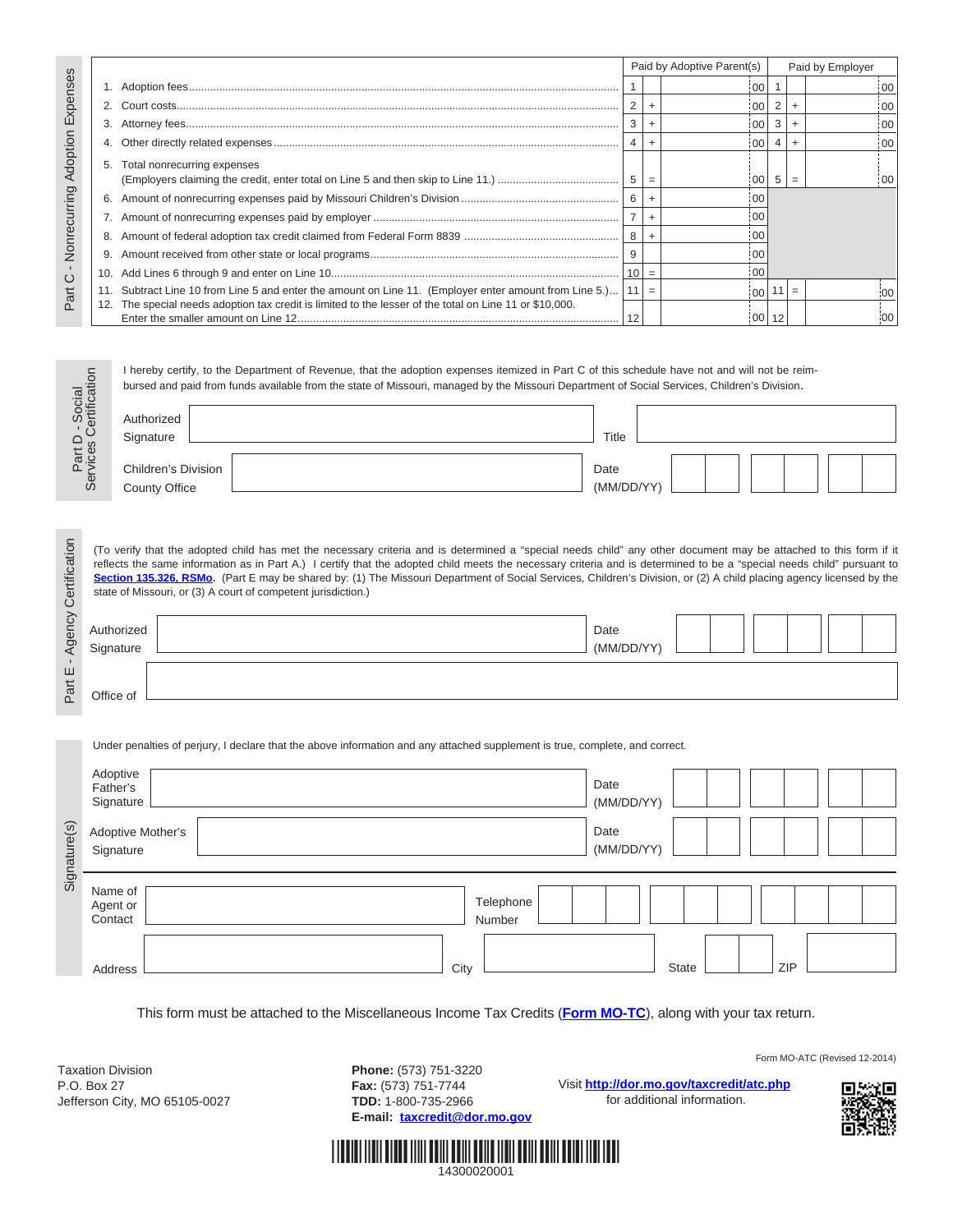## Part C - Nonrecurring Adoption Expenses

| | Paid by Adoptive Parent(s) | Paid by Employer |
|---|---|---|
| 1. Adoption fees | 1 &nbsp;&nbsp; 00 | 1 &nbsp;&nbsp; 00 |
| 2. Court costs | 2 + &nbsp;&nbsp; 00 | 2 + &nbsp;&nbsp; 00 |
| 3. Attorney fees | 3 + &nbsp;&nbsp; 00 | 3 + &nbsp;&nbsp; 00 |
| 4. Other directly related expenses | 4 + &nbsp;&nbsp; 00 | 4 + &nbsp;&nbsp; 00 |
| 5. Total nonrecurring expenses (Employers claiming the credit, enter total on Line 5 and then skip to Line 11.) | 5 = &nbsp;&nbsp; 00 | 5 = &nbsp;&nbsp; 00 |
| 6. Amount of nonrecurring expenses paid by Missouri Children's Division | 6 + &nbsp;&nbsp; 00 | |
| 7. Amount of nonrecurring expenses paid by employer | 7 + &nbsp;&nbsp; 00 | |
| 8. Amount of federal adoption tax credit claimed from Federal Form 8839 | 8 + &nbsp;&nbsp; 00 | |
| 9. Amount received from other state or local programs | 9 &nbsp;&nbsp; 00 | |
| 10. Add Lines 6 through 9 and enter on Line 10 | 10 = &nbsp;&nbsp; 00 | |
| 11. Subtract Line 10 from Line 5 and enter the amount on Line 11. (Employer enter amount from Line 5.) | 11 = &nbsp;&nbsp; 00 | 11 = &nbsp;&nbsp; 00 |
| 12. The special needs adoption tax credit is limited to the lesser of the total on Line 11 or $10,000. Enter the smaller amount on Line 12 | 12 &nbsp;&nbsp; 00 | 12 &nbsp;&nbsp; 00 |

## Part D - Social Services Certification

I hereby certify, to the Department of Revenue, that the adoption expenses itemized in Part C of this schedule have not and will not be reimbursed and paid from funds available from the state of Missouri, managed by the Missouri Department of Social Services, Children's Division.

Authorized Signature ____________________ Title ____________________

Children's Division County Office ____________________ Date (MM/DD/YY) ____ / ____ / ____

## Part E - Agency Certification

(To verify that the adopted child has met the necessary criteria and is determined a "special needs child" any other document may be attached to this form if it reflects the same information as in Part A.) I certify that the adopted child meets the necessary criteria and is determined to be a "special needs child" pursuant to **Section 135.326, RSMo**. (Part E may be shared by: (1) The Missouri Department of Social Services, Children's Division, or (2) A child placing agency licensed by the state of Missouri, or (3) A court of competent jurisdiction.)

Authorized Signature ____________________ Date (MM/DD/YY) ____ / ____ / ____

Office of ____________________

## Signature(s)

Under penalties of perjury, I declare that the above information and any attached supplement is true, complete, and correct.

Adoptive Father's Signature ____________________ Date (MM/DD/YY) ____ / ____ / ____

Adoptive Mother's Signature ____________________ Date (MM/DD/YY) ____ / ____ / ____

Name of Agent or Contact ____________________ Telephone Number (____) ____ - ____

Address ____________________ City ____________________ State ____ ZIP ____________

This form must be attached to the Miscellaneous Income Tax Credits (**Form MO-TC**), along with your tax return.

Form MO-ATC (Revised 12-2014)

Taxation Division
P.O. Box 27
Jefferson City, MO 65105-0027

**Phone:** (573) 751-3220
**Fax:** (573) 751-7744
**TDD:** 1-800-735-2966
**E-mail:** **taxcredit@dor.mo.gov**

Visit **http://dor.mo.gov/taxcredit/atc.php** for additional information.

14300020001